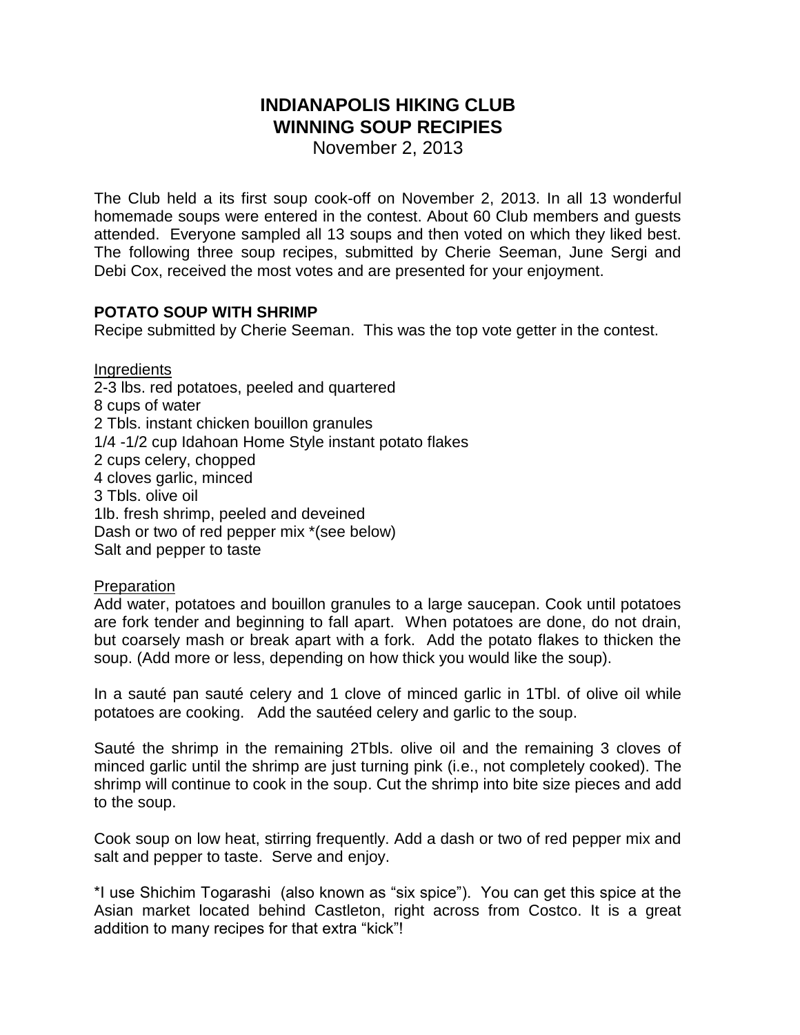# INDIANAPOLIS HIKING CLUB
# WINNING SOUP RECIPIES

November 2, 2013

The Club held a its first soup cook-off on November 2, 2013. In all 13 wonderful homemade soups were entered in the contest. About 60 Club members and guests attended. Everyone sampled all 13 soups and then voted on which they liked best. The following three soup recipes, submitted by Cherie Seeman, June Sergi and Debi Cox, received the most votes and are presented for your enjoyment.

## POTATO SOUP WITH SHRIMP

Recipe submitted by Cherie Seeman. This was the top vote getter in the contest.

Ingredients

2-3 lbs. red potatoes, peeled and quartered
8 cups of water
2 Tbls. instant chicken bouillon granules
1/4 -1/2 cup Idahoan Home Style instant potato flakes
2 cups celery, chopped
4 cloves garlic, minced
3 Tbls. olive oil
1lb. fresh shrimp, peeled and deveined
Dash or two of red pepper mix *(see below)
Salt and pepper to taste

Preparation

Add water, potatoes and bouillon granules to a large saucepan. Cook until potatoes are fork tender and beginning to fall apart. When potatoes are done, do not drain, but coarsely mash or break apart with a fork. Add the potato flakes to thicken the soup. (Add more or less, depending on how thick you would like the soup).

In a sauté pan sauté celery and 1 clove of minced garlic in 1Tbl. of olive oil while potatoes are cooking. Add the sautéed celery and garlic to the soup.

Sauté the shrimp in the remaining 2Tbls. olive oil and the remaining 3 cloves of minced garlic until the shrimp are just turning pink (i.e., not completely cooked). The shrimp will continue to cook in the soup. Cut the shrimp into bite size pieces and add to the soup.

Cook soup on low heat, stirring frequently. Add a dash or two of red pepper mix and salt and pepper to taste. Serve and enjoy.

*I use Shichim Togarashi (also known as "six spice"). You can get this spice at the Asian market located behind Castleton, right across from Costco. It is a great addition to many recipes for that extra "kick"!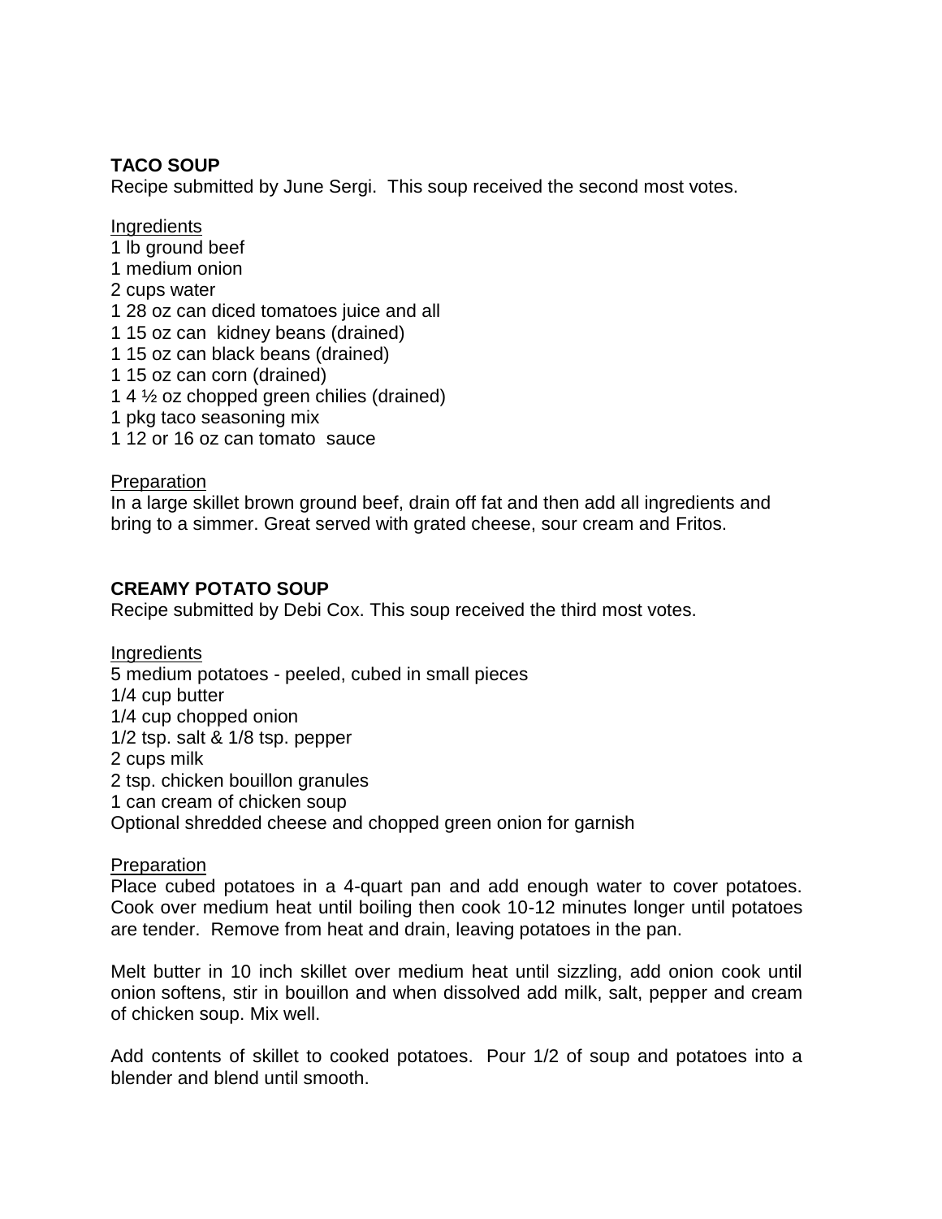## TACO SOUP

Recipe submitted by June Sergi. This soup received the second most votes.

Ingredients

1 lb ground beef
1 medium onion
2 cups water
1 28 oz can diced tomatoes juice and all
1 15 oz can kidney beans (drained)
1 15 oz can black beans (drained)
1 15 oz can corn (drained)
1 4 ½ oz chopped green chilies (drained)
1 pkg taco seasoning mix
1 12 or 16 oz can tomato sauce

Preparation

In a large skillet brown ground beef, drain off fat and then add all ingredients and bring to a simmer. Great served with grated cheese, sour cream and Fritos.

## CREAMY POTATO SOUP

Recipe submitted by Debi Cox. This soup received the third most votes.

Ingredients

5 medium potatoes - peeled, cubed in small pieces
1/4 cup butter
1/4 cup chopped onion
1/2 tsp. salt & 1/8 tsp. pepper
2 cups milk
2 tsp. chicken bouillon granules
1 can cream of chicken soup
Optional shredded cheese and chopped green onion for garnish

Preparation

Place cubed potatoes in a 4-quart pan and add enough water to cover potatoes. Cook over medium heat until boiling then cook 10-12 minutes longer until potatoes are tender. Remove from heat and drain, leaving potatoes in the pan.

Melt butter in 10 inch skillet over medium heat until sizzling, add onion cook until onion softens, stir in bouillon and when dissolved add milk, salt, pepper and cream of chicken soup. Mix well.

Add contents of skillet to cooked potatoes. Pour 1/2 of soup and potatoes into a blender and blend until smooth.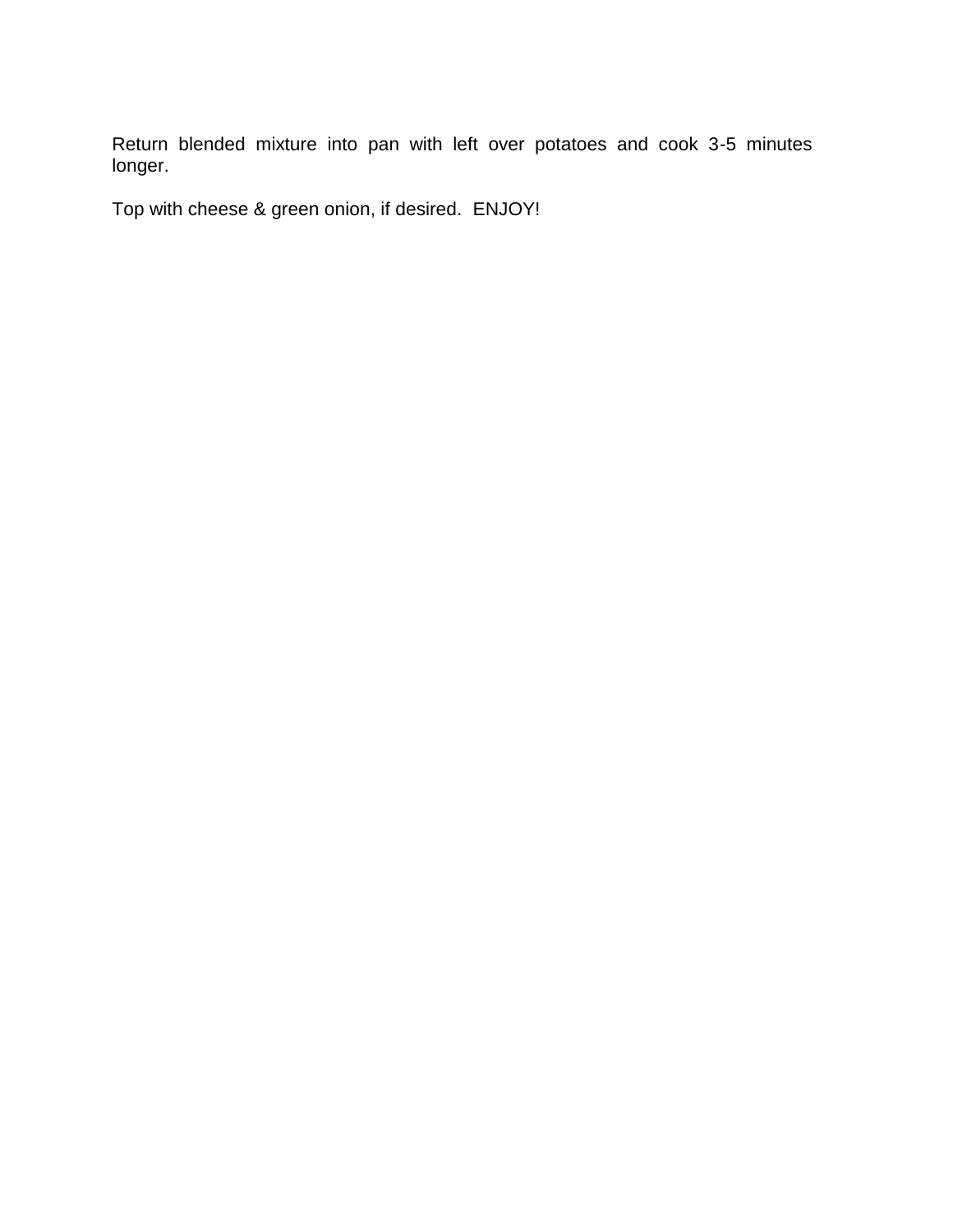Return blended mixture into pan with left over potatoes and cook 3-5 minutes longer.

Top with cheese & green onion, if desired. ENJOY!